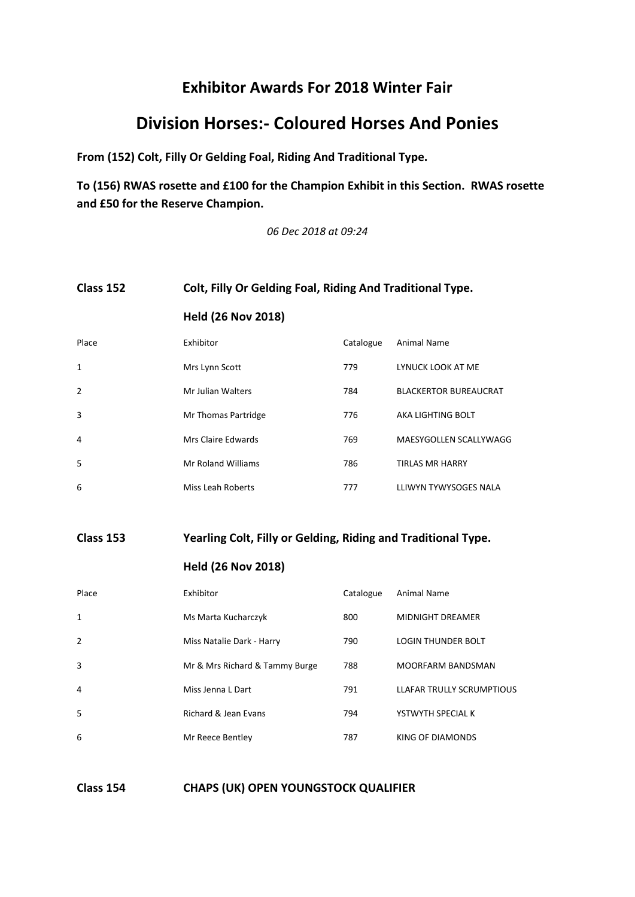# Exhibitor Awards For 2018 Winter Fair

## Division Horses:- Coloured Horses And Ponies

**From (152) Colt, Filly Or Gelding Foal, Riding And Traditional Type.**

**To (156) RWAS rosette and £100 for the Champion Exhibit in this Section. RWAS rosette and £50 for the Reserve Champion.**

*06 Dec 2018 at 09:24*

### Class 152 — Colt, Filly Or Gelding Foal, Riding And Traditional Type.

**Held (26 Nov 2018)**

| Place | Exhibitor | Catalogue | Animal Name |
|---|---|---|---|
| 1 | Mrs Lynn Scott | 779 | LYNUCK LOOK AT ME |
| 2 | Mr Julian Walters | 784 | BLACKERTOR BUREAUCRAT |
| 3 | Mr Thomas Partridge | 776 | AKA LIGHTING BOLT |
| 4 | Mrs Claire Edwards | 769 | MAESYGOLLEN SCALLYWAGG |
| 5 | Mr Roland Williams | 786 | TIRLAS MR HARRY |
| 6 | Miss Leah Roberts | 777 | LLIWYN TYWYSOGES NALA |

### Class 153 — Yearling Colt, Filly or Gelding, Riding and Traditional Type.

**Held (26 Nov 2018)**

| Place | Exhibitor | Catalogue | Animal Name |
|---|---|---|---|
| 1 | Ms Marta Kucharczyk | 800 | MIDNIGHT DREAMER |
| 2 | Miss Natalie Dark - Harry | 790 | LOGIN THUNDER BOLT |
| 3 | Mr & Mrs Richard & Tammy Burge | 788 | MOORFARM BANDSMAN |
| 4 | Miss Jenna L Dart | 791 | LLAFAR TRULLY SCRUMPTIOUS |
| 5 | Richard & Jean Evans | 794 | YSTWYTH SPECIAL K |
| 6 | Mr Reece Bentley | 787 | KING OF DIAMONDS |

### Class 154 — CHAPS (UK) OPEN YOUNGSTOCK QUALIFIER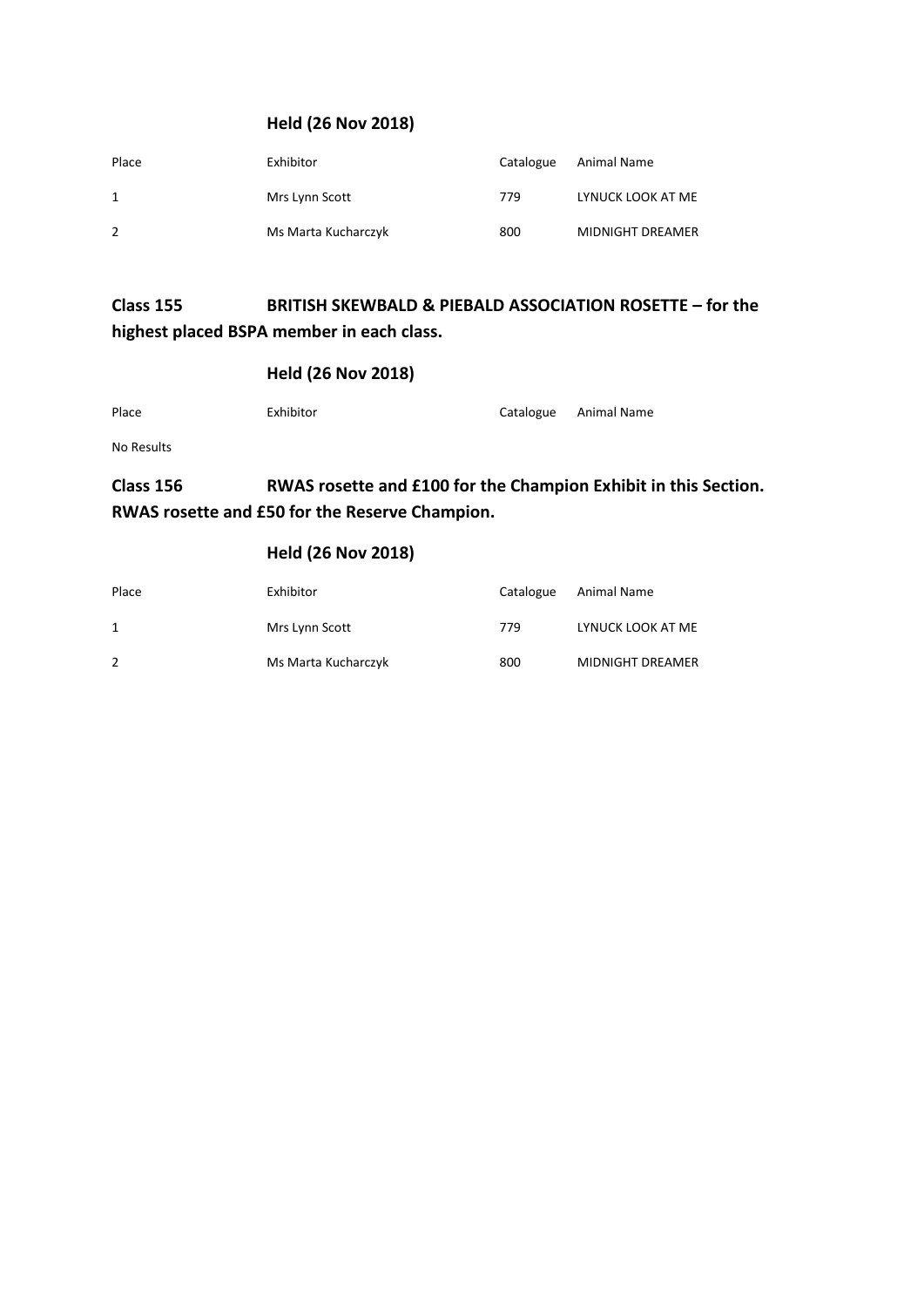### Held (26 Nov 2018)

| Place | Exhibitor | Catalogue | Animal Name |
|---|---|---|---|
| 1 | Mrs Lynn Scott | 779 | LYNUCK LOOK AT ME |
| 2 | Ms Marta Kucharczyk | 800 | MIDNIGHT DREAMER |

## Class 155 BRITISH SKEWBALD & PIEBALD ASSOCIATION ROSETTE – for the highest placed BSPA member in each class.

### Held (26 Nov 2018)

| Place | Exhibitor | Catalogue | Animal Name |
|---|---|---|---|

No Results

## Class 156 RWAS rosette and £100 for the Champion Exhibit in this Section. RWAS rosette and £50 for the Reserve Champion.

### Held (26 Nov 2018)

| Place | Exhibitor | Catalogue | Animal Name |
|---|---|---|---|
| 1 | Mrs Lynn Scott | 779 | LYNUCK LOOK AT ME |
| 2 | Ms Marta Kucharczyk | 800 | MIDNIGHT DREAMER |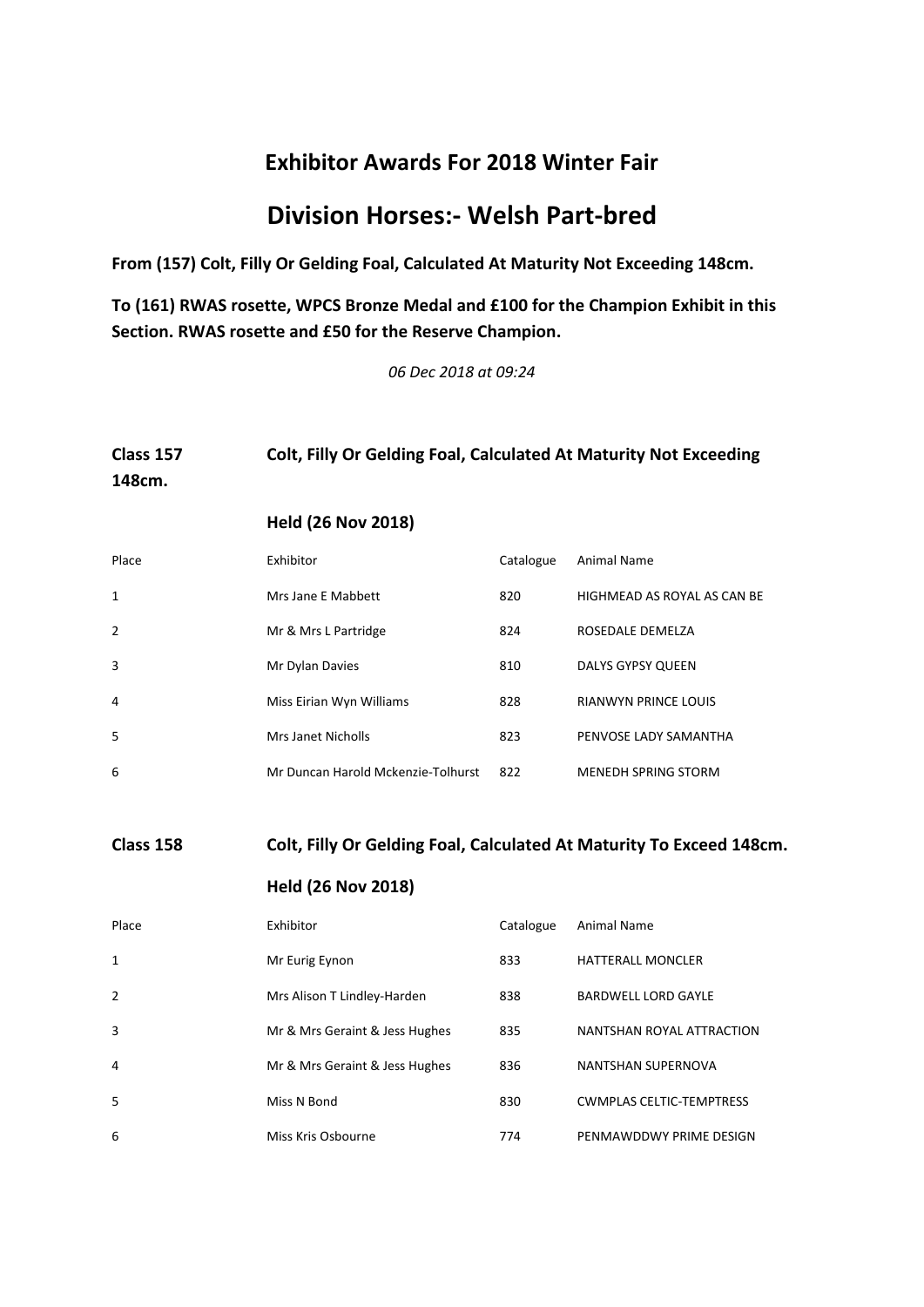## Exhibitor Awards For 2018 Winter Fair

# Division Horses:- Welsh Part-bred

**From (157) Colt, Filly Or Gelding Foal, Calculated At Maturity Not Exceeding 148cm.**

**To (161) RWAS rosette, WPCS Bronze Medal and £100 for the Champion Exhibit in this Section. RWAS rosette and £50 for the Reserve Champion.**

*06 Dec 2018 at 09:24*

**Class 157 Colt, Filly Or Gelding Foal, Calculated At Maturity Not Exceeding 148cm.**

**Held (26 Nov 2018)**

| Place | Exhibitor | Catalogue | Animal Name |
|---|---|---|---|
| 1 | Mrs Jane E Mabbett | 820 | HIGHMEAD AS ROYAL AS CAN BE |
| 2 | Mr & Mrs L Partridge | 824 | ROSEDALE DEMELZA |
| 3 | Mr Dylan Davies | 810 | DALYS GYPSY QUEEN |
| 4 | Miss Eirian Wyn Williams | 828 | RIANWYN PRINCE LOUIS |
| 5 | Mrs Janet Nicholls | 823 | PENVOSE LADY SAMANTHA |
| 6 | Mr Duncan Harold Mckenzie-Tolhurst | 822 | MENEDH SPRING STORM |

**Class 158 Colt, Filly Or Gelding Foal, Calculated At Maturity To Exceed 148cm.**

**Held (26 Nov 2018)**

| Place | Exhibitor | Catalogue | Animal Name |
|---|---|---|---|
| 1 | Mr Eurig Eynon | 833 | HATTERALL MONCLER |
| 2 | Mrs Alison T Lindley-Harden | 838 | BARDWELL LORD GAYLE |
| 3 | Mr & Mrs Geraint & Jess Hughes | 835 | NANTSHAN ROYAL ATTRACTION |
| 4 | Mr & Mrs Geraint & Jess Hughes | 836 | NANTSHAN SUPERNOVA |
| 5 | Miss N Bond | 830 | CWMPLAS CELTIC-TEMPTRESS |
| 6 | Miss Kris Osbourne | 774 | PENMAWDDWY PRIME DESIGN |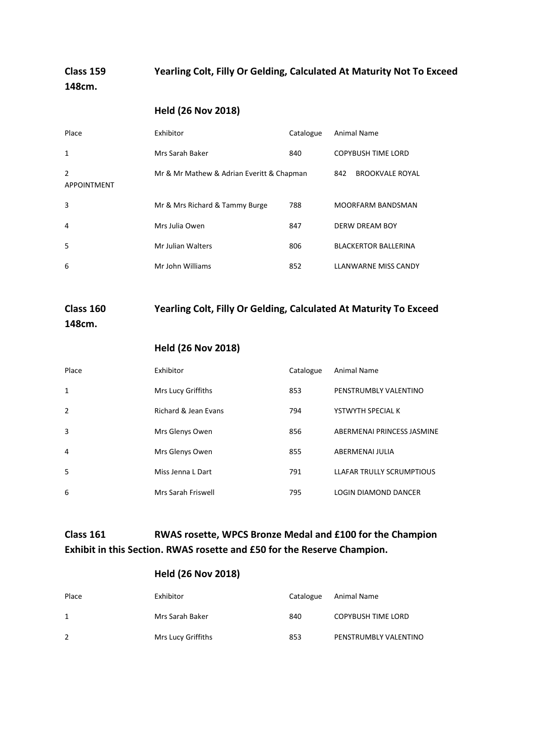## Class 159 Yearling Colt, Filly Or Gelding, Calculated At Maturity Not To Exceed 148cm.

### Held (26 Nov 2018)

| Place | Exhibitor | Catalogue | Animal Name |
|---|---|---|---|
| 1 | Mrs Sarah Baker | 840 | COPYBUSH TIME LORD |
| 2 APPOINTMENT | Mr & Mr Mathew & Adrian Everitt & Chapman | 842 | BROOKVALE ROYAL |
| 3 | Mr & Mrs Richard & Tammy Burge | 788 | MOORFARM BANDSMAN |
| 4 | Mrs Julia Owen | 847 | DERW DREAM BOY |
| 5 | Mr Julian Walters | 806 | BLACKERTOR BALLERINA |
| 6 | Mr John Williams | 852 | LLANWARNE MISS CANDY |

## Class 160 Yearling Colt, Filly Or Gelding, Calculated At Maturity To Exceed 148cm.

### Held (26 Nov 2018)

| Place | Exhibitor | Catalogue | Animal Name |
|---|---|---|---|
| 1 | Mrs Lucy Griffiths | 853 | PENSTRUMBLY VALENTINO |
| 2 | Richard & Jean Evans | 794 | YSTWYTH SPECIAL K |
| 3 | Mrs Glenys Owen | 856 | ABERMENAI PRINCESS JASMINE |
| 4 | Mrs Glenys Owen | 855 | ABERMENAI JULIA |
| 5 | Miss Jenna L Dart | 791 | LLAFAR TRULLY SCRUMPTIOUS |
| 6 | Mrs Sarah Friswell | 795 | LOGIN DIAMOND DANCER |

## Class 161 RWAS rosette, WPCS Bronze Medal and £100 for the Champion Exhibit in this Section. RWAS rosette and £50 for the Reserve Champion.

### Held (26 Nov 2018)

| Place | Exhibitor | Catalogue | Animal Name |
|---|---|---|---|
| 1 | Mrs Sarah Baker | 840 | COPYBUSH TIME LORD |
| 2 | Mrs Lucy Griffiths | 853 | PENSTRUMBLY VALENTINO |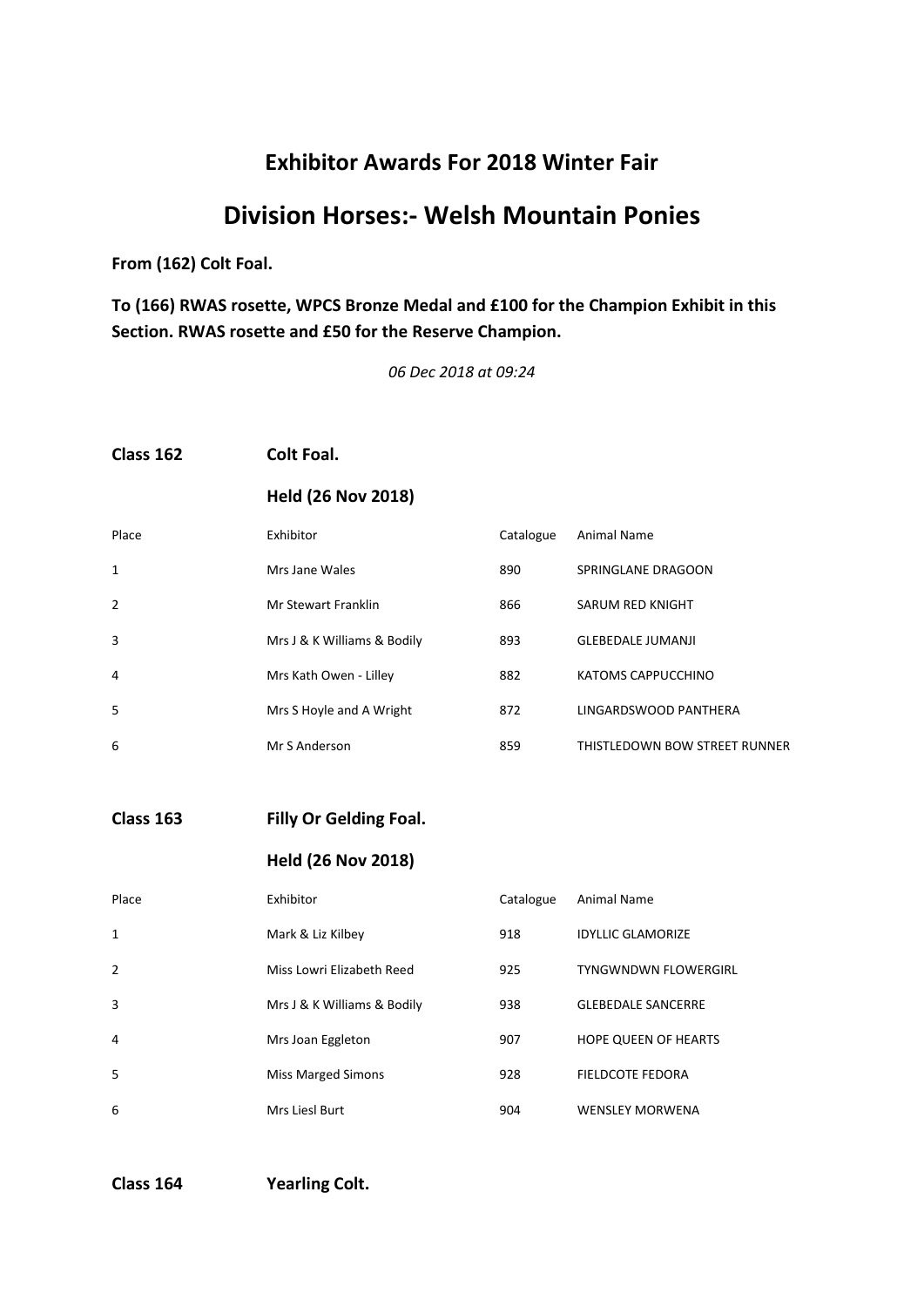## Exhibitor Awards For 2018 Winter Fair

# Division Horses:- Welsh Mountain Ponies

**From (162) Colt Foal.**

**To (166) RWAS rosette, WPCS Bronze Medal and £100 for the Champion Exhibit in this Section. RWAS rosette and £50 for the Reserve Champion.**

*06 Dec 2018 at 09:24*

**Class 162** **Colt Foal.**

**Held (26 Nov 2018)**

| Place | Exhibitor | Catalogue | Animal Name |
|---|---|---|---|
| 1 | Mrs Jane Wales | 890 | SPRINGLANE DRAGOON |
| 2 | Mr Stewart Franklin | 866 | SARUM RED KNIGHT |
| 3 | Mrs J & K Williams & Bodily | 893 | GLEBEDALE JUMANJI |
| 4 | Mrs Kath Owen - Lilley | 882 | KATOMS CAPPUCCHINO |
| 5 | Mrs S Hoyle and A Wright | 872 | LINGARDSWOOD PANTHERA |
| 6 | Mr S Anderson | 859 | THISTLEDOWN BOW STREET RUNNER |

**Class 163** **Filly Or Gelding Foal.**

**Held (26 Nov 2018)**

| Place | Exhibitor | Catalogue | Animal Name |
|---|---|---|---|
| 1 | Mark & Liz Kilbey | 918 | IDYLLIC GLAMORIZE |
| 2 | Miss Lowri Elizabeth Reed | 925 | TYNGWNDWN FLOWERGIRL |
| 3 | Mrs J & K Williams & Bodily | 938 | GLEBEDALE SANCERRE |
| 4 | Mrs Joan Eggleton | 907 | HOPE QUEEN OF HEARTS |
| 5 | Miss Marged Simons | 928 | FIELDCOTE FEDORA |
| 6 | Mrs Liesl Burt | 904 | WENSLEY MORWENA |

**Class 164** **Yearling Colt.**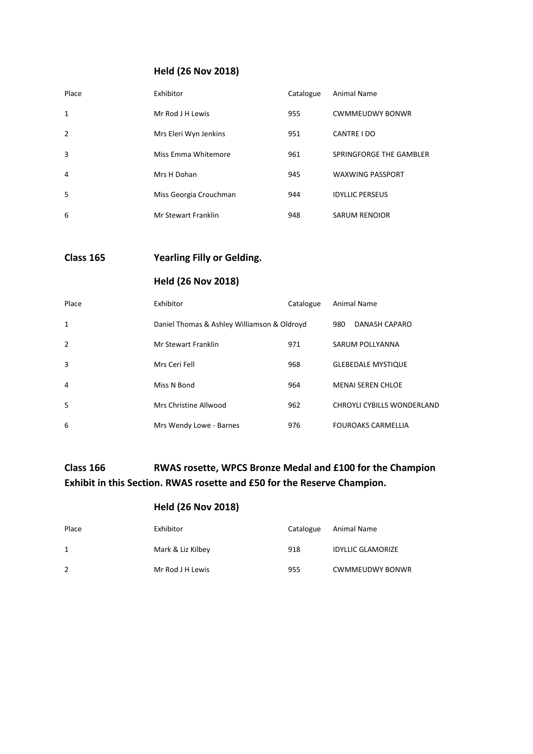**Held (26 Nov 2018)**

| Place | Exhibitor | Catalogue | Animal Name |
|---|---|---|---|
| 1 | Mr Rod J H Lewis | 955 | CWMMEUDWY BONWR |
| 2 | Mrs Eleri Wyn Jenkins | 951 | CANTRE I DO |
| 3 | Miss Emma Whitemore | 961 | SPRINGFORGE THE GAMBLER |
| 4 | Mrs H Dohan | 945 | WAXWING PASSPORT |
| 5 | Miss Georgia Crouchman | 944 | IDYLLIC PERSEUS |
| 6 | Mr Stewart Franklin | 948 | SARUM RENOIOR |

## Class 165 Yearling Filly or Gelding.

**Held (26 Nov 2018)**

| Place | Exhibitor | Catalogue | Animal Name |
|---|---|---|---|
| 1 | Daniel Thomas & Ashley Williamson & Oldroyd | 980 | DANASH CAPARO |
| 2 | Mr Stewart Franklin | 971 | SARUM POLLYANNA |
| 3 | Mrs Ceri Fell | 968 | GLEBEDALE MYSTIQUE |
| 4 | Miss N Bond | 964 | MENAI SEREN CHLOE |
| 5 | Mrs Christine Allwood | 962 | CHROYLI CYBILLS WONDERLAND |
| 6 | Mrs Wendy Lowe - Barnes | 976 | FOUROAKS CARMELLIA |

## Class 166 RWAS rosette, WPCS Bronze Medal and £100 for the Champion Exhibit in this Section. RWAS rosette and £50 for the Reserve Champion.

**Held (26 Nov 2018)**

| Place | Exhibitor | Catalogue | Animal Name |
|---|---|---|---|
| 1 | Mark & Liz Kilbey | 918 | IDYLLIC GLAMORIZE |
| 2 | Mr Rod J H Lewis | 955 | CWMMEUDWY BONWR |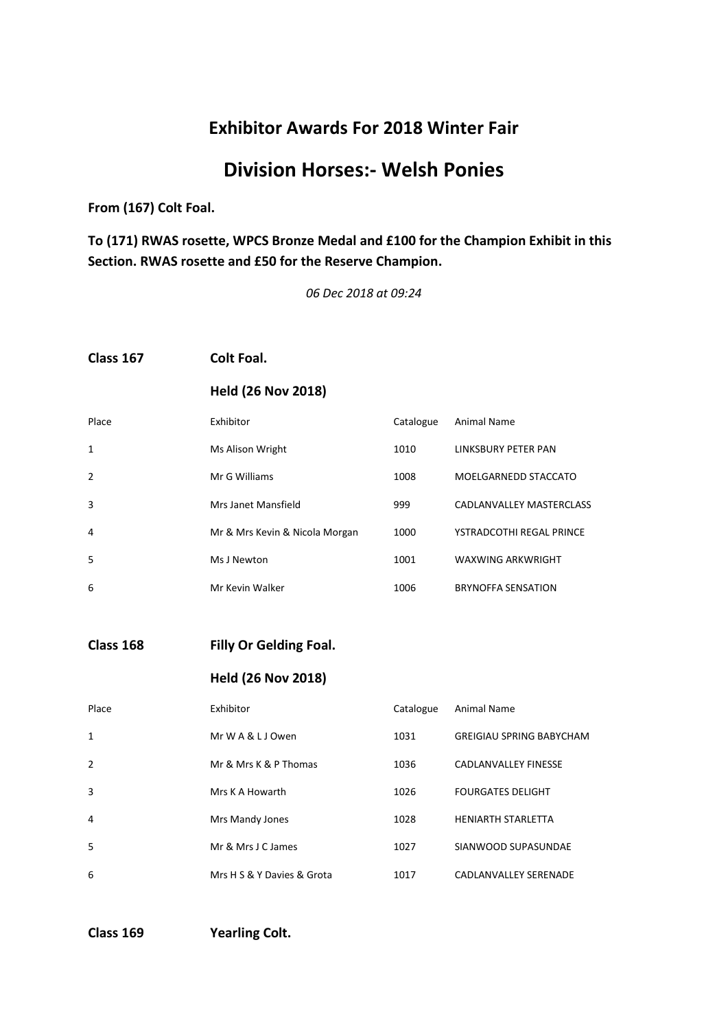## Exhibitor Awards For 2018 Winter Fair

# Division Horses:- Welsh Ponies

**From (167) Colt Foal.**

**To (171) RWAS rosette, WPCS Bronze Medal and £100 for the Champion Exhibit in this Section. RWAS rosette and £50 for the Reserve Champion.**

*06 Dec 2018 at 09:24*

### Class 167 Colt Foal.

**Held (26 Nov 2018)**

| Place | Exhibitor | Catalogue | Animal Name |
|---|---|---|---|
| 1 | Ms Alison Wright | 1010 | LINKSBURY PETER PAN |
| 2 | Mr G Williams | 1008 | MOELGARNEDD STACCATO |
| 3 | Mrs Janet Mansfield | 999 | CADLANVALLEY MASTERCLASS |
| 4 | Mr & Mrs Kevin & Nicola Morgan | 1000 | YSTRADCOTHI REGAL PRINCE |
| 5 | Ms J Newton | 1001 | WAXWING ARKWRIGHT |
| 6 | Mr Kevin Walker | 1006 | BRYNOFFA SENSATION |

### Class 168 Filly Or Gelding Foal.

**Held (26 Nov 2018)**

| Place | Exhibitor | Catalogue | Animal Name |
|---|---|---|---|
| 1 | Mr W A & L J Owen | 1031 | GREIGIAU SPRING BABYCHAM |
| 2 | Mr & Mrs K & P Thomas | 1036 | CADLANVALLEY FINESSE |
| 3 | Mrs K A Howarth | 1026 | FOURGATES DELIGHT |
| 4 | Mrs Mandy Jones | 1028 | HENIARTH STARLETTA |
| 5 | Mr & Mrs J C James | 1027 | SIANWOOD SUPASUNDAE |
| 6 | Mrs H S & Y Davies & Grota | 1017 | CADLANVALLEY SERENADE |

### Class 169 Yearling Colt.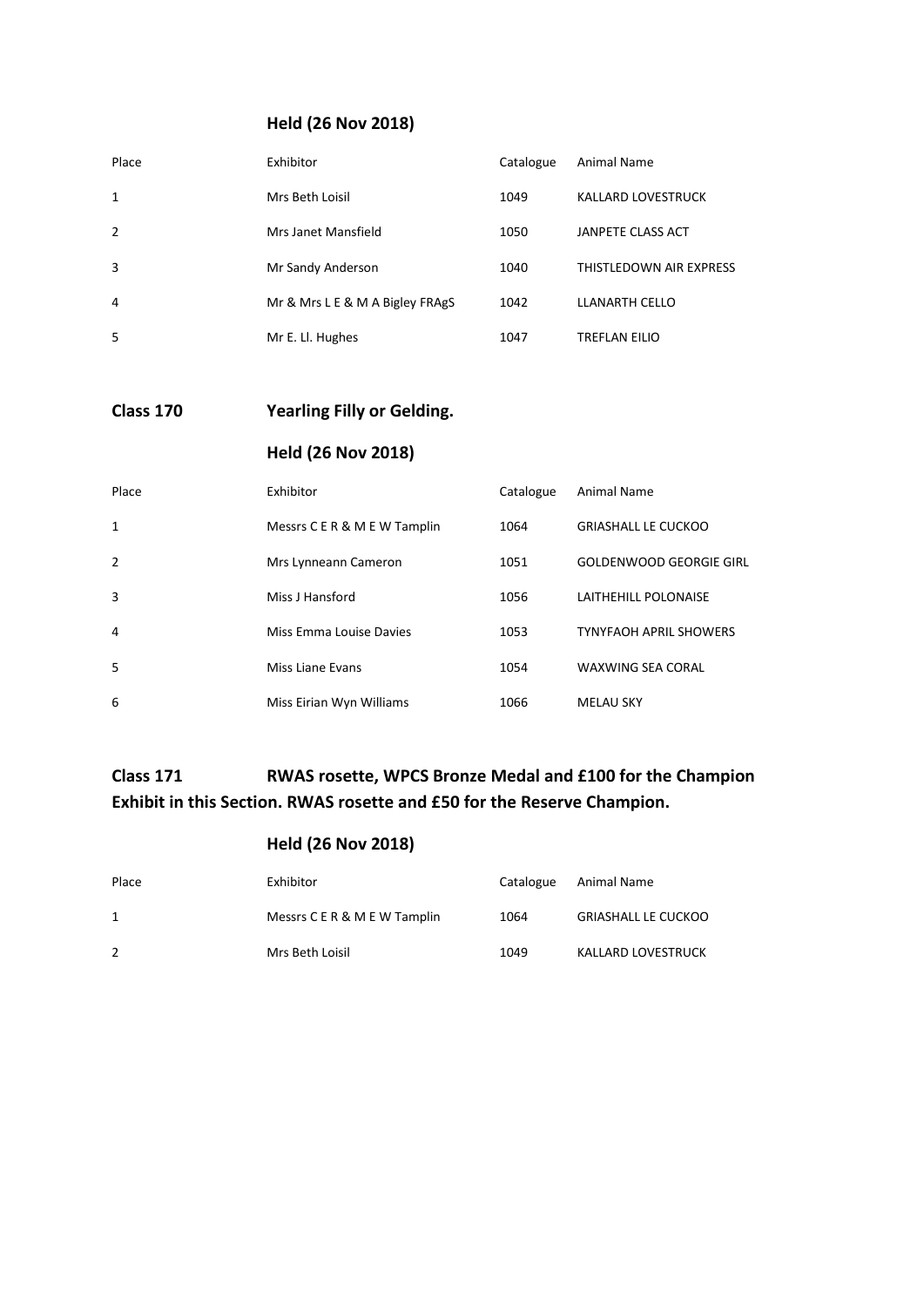### Held (26 Nov 2018)

| Place | Exhibitor | Catalogue | Animal Name |
|---|---|---|---|
| 1 | Mrs Beth Loisil | 1049 | KALLARD LOVESTRUCK |
| 2 | Mrs Janet Mansfield | 1050 | JANPETE CLASS ACT |
| 3 | Mr Sandy Anderson | 1040 | THISTLEDOWN AIR EXPRESS |
| 4 | Mr & Mrs L E & M A Bigley FRAgS | 1042 | LLANARTH CELLO |
| 5 | Mr E. Ll. Hughes | 1047 | TREFLAN EILIO |

## Class 170 Yearling Filly or Gelding.

### Held (26 Nov 2018)

| Place | Exhibitor | Catalogue | Animal Name |
|---|---|---|---|
| 1 | Messrs C E R & M E W Tamplin | 1064 | GRIASHALL LE CUCKOO |
| 2 | Mrs Lynneann Cameron | 1051 | GOLDENWOOD GEORGIE GIRL |
| 3 | Miss J Hansford | 1056 | LAITHEHILL POLONAISE |
| 4 | Miss Emma Louise Davies | 1053 | TYNYFAOH APRIL SHOWERS |
| 5 | Miss Liane Evans | 1054 | WAXWING SEA CORAL |
| 6 | Miss Eirian Wyn Williams | 1066 | MELAU SKY |

## Class 171 RWAS rosette, WPCS Bronze Medal and £100 for the Champion Exhibit in this Section. RWAS rosette and £50 for the Reserve Champion.

### Held (26 Nov 2018)

| Place | Exhibitor | Catalogue | Animal Name |
|---|---|---|---|
| 1 | Messrs C E R & M E W Tamplin | 1064 | GRIASHALL LE CUCKOO |
| 2 | Mrs Beth Loisil | 1049 | KALLARD LOVESTRUCK |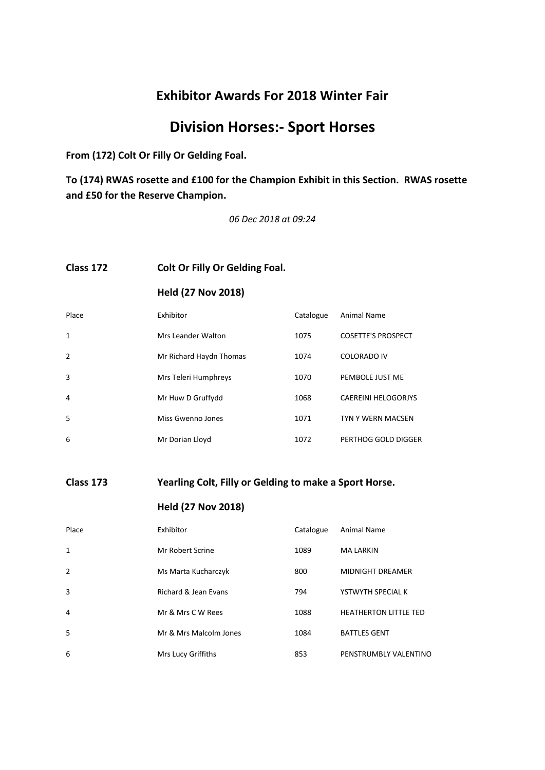## Exhibitor Awards For 2018 Winter Fair

# Division Horses:- Sport Horses

**From (172) Colt Or Filly Or Gelding Foal.**

**To (174) RWAS rosette and £100 for the Champion Exhibit in this Section. RWAS rosette and £50 for the Reserve Champion.**

*06 Dec 2018 at 09:24*

### Class 172 Colt Or Filly Or Gelding Foal.

**Held (27 Nov 2018)**

| Place | Exhibitor | Catalogue | Animal Name |
|---|---|---|---|
| 1 | Mrs Leander Walton | 1075 | COSETTE'S PROSPECT |
| 2 | Mr Richard Haydn Thomas | 1074 | COLORADO IV |
| 3 | Mrs Teleri Humphreys | 1070 | PEMBOLE JUST ME |
| 4 | Mr Huw D Gruffydd | 1068 | CAEREINI HELOGORJYS |
| 5 | Miss Gwenno Jones | 1071 | TYN Y WERN MACSEN |
| 6 | Mr Dorian Lloyd | 1072 | PERTHOG GOLD DIGGER |

### Class 173 Yearling Colt, Filly or Gelding to make a Sport Horse.

**Held (27 Nov 2018)**

| Place | Exhibitor | Catalogue | Animal Name |
|---|---|---|---|
| 1 | Mr Robert Scrine | 1089 | MA LARKIN |
| 2 | Ms Marta Kucharczyk | 800 | MIDNIGHT DREAMER |
| 3 | Richard & Jean Evans | 794 | YSTWYTH SPECIAL K |
| 4 | Mr & Mrs C W Rees | 1088 | HEATHERTON LITTLE TED |
| 5 | Mr & Mrs Malcolm Jones | 1084 | BATTLES GENT |
| 6 | Mrs Lucy Griffiths | 853 | PENSTRUMBLY VALENTINO |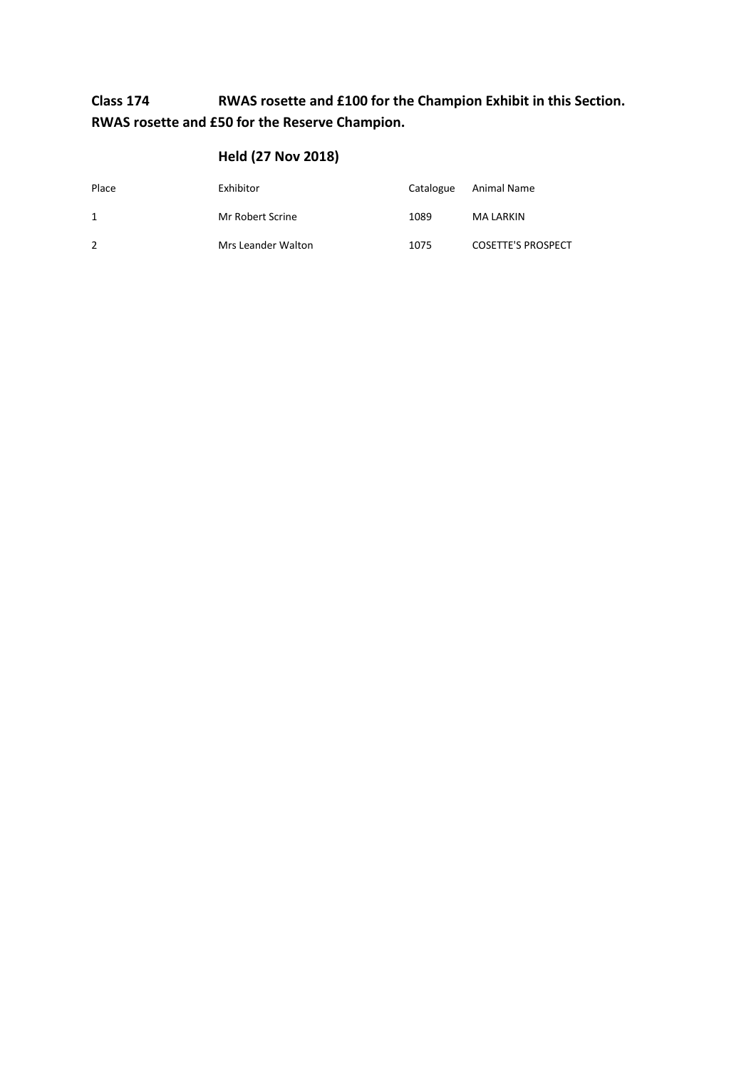## Class 174 RWAS rosette and £100 for the Champion Exhibit in this Section. RWAS rosette and £50 for the Reserve Champion.

### Held (27 Nov 2018)

| Place | Exhibitor | Catalogue | Animal Name |
| --- | --- | --- | --- |
| 1 | Mr Robert Scrine | 1089 | MA LARKIN |
| 2 | Mrs Leander Walton | 1075 | COSETTE'S PROSPECT |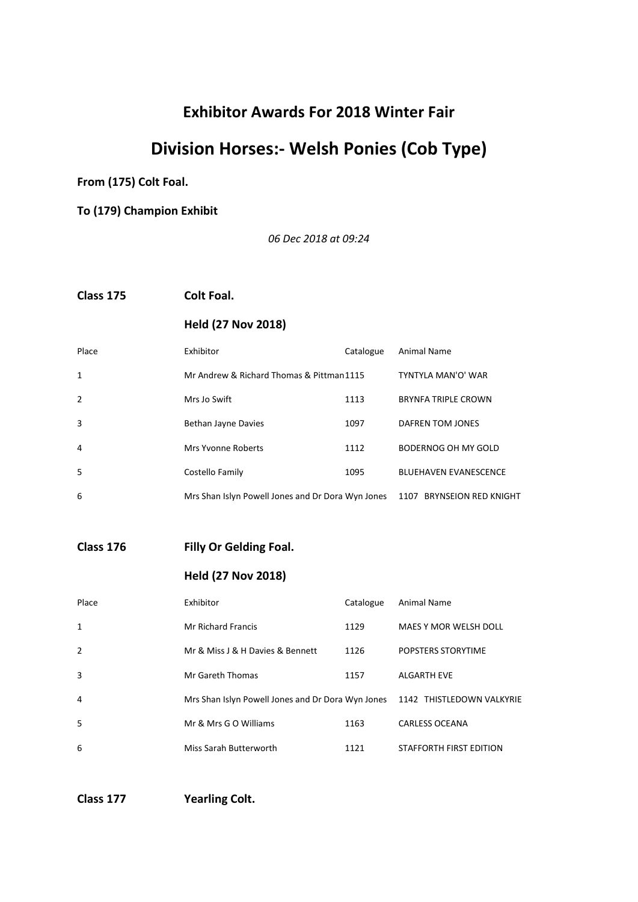## Exhibitor Awards For 2018 Winter Fair

# Division Horses:- Welsh Ponies (Cob Type)

**From (175) Colt Foal.**

**To (179) Champion Exhibit**

*06 Dec 2018 at 09:24*

**Class 175** **Colt Foal.**

**Held (27 Nov 2018)**

| Place | Exhibitor | Catalogue | Animal Name |
|---|---|---|---|
| 1 | Mr Andrew & Richard Thomas & Pittman | 1115 | TYNTYLA MAN'O' WAR |
| 2 | Mrs Jo Swift | 1113 | BRYNFA TRIPLE CROWN |
| 3 | Bethan Jayne Davies | 1097 | DAFREN TOM JONES |
| 4 | Mrs Yvonne Roberts | 1112 | BODERNOG OH MY GOLD |
| 5 | Costello Family | 1095 | BLUEHAVEN EVANESCENCE |
| 6 | Mrs Shan Islyn Powell Jones and Dr Dora Wyn Jones | 1107 | BRYNSEION RED KNIGHT |

**Class 176** **Filly Or Gelding Foal.**

**Held (27 Nov 2018)**

| Place | Exhibitor | Catalogue | Animal Name |
|---|---|---|---|
| 1 | Mr Richard Francis | 1129 | MAES Y MOR WELSH DOLL |
| 2 | Mr & Miss J & H Davies & Bennett | 1126 | POPSTERS STORYTIME |
| 3 | Mr Gareth Thomas | 1157 | ALGARTH EVE |
| 4 | Mrs Shan Islyn Powell Jones and Dr Dora Wyn Jones | 1142 | THISTLEDOWN VALKYRIE |
| 5 | Mr & Mrs G O Williams | 1163 | CARLESS OCEANA |
| 6 | Miss Sarah Butterworth | 1121 | STAFFORTH FIRST EDITION |

**Class 177** **Yearling Colt.**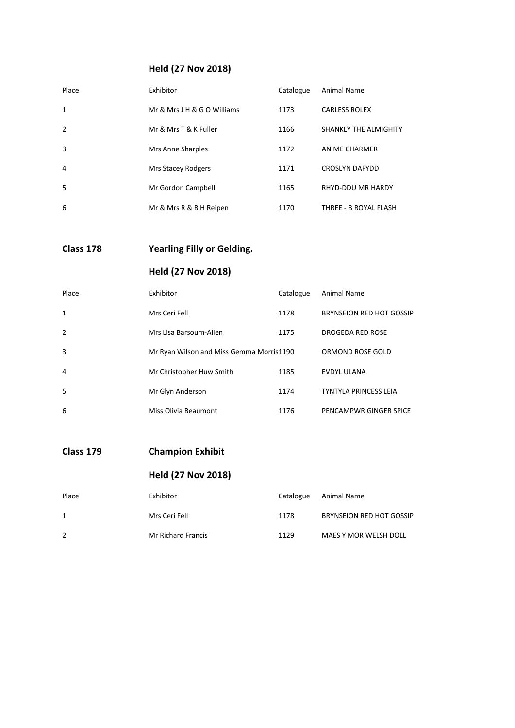## Held (27 Nov 2018)

| Place | Exhibitor | Catalogue | Animal Name |
|---|---|---|---|
| 1 | Mr & Mrs J H & G O Williams | 1173 | CARLESS ROLEX |
| 2 | Mr & Mrs T & K Fuller | 1166 | SHANKLY THE ALMIGHTY |
| 3 | Mrs Anne Sharples | 1172 | ANIME CHARMER |
| 4 | Mrs Stacey Rodgers | 1171 | CROSLYN DAFYDD |
| 5 | Mr Gordon Campbell | 1165 | RHYD-DDU MR HARDY |
| 6 | Mr & Mrs R & B H Reipen | 1170 | THREE - B ROYAL FLASH |

## Class 178 Yearling Filly or Gelding.

## Held (27 Nov 2018)

| Place | Exhibitor | Catalogue | Animal Name |
|---|---|---|---|
| 1 | Mrs Ceri Fell | 1178 | BRYNSEION RED HOT GOSSIP |
| 2 | Mrs Lisa Barsoum-Allen | 1175 | DROGEDA RED ROSE |
| 3 | Mr Ryan Wilson and Miss Gemma Morris | 1190 | ORMOND ROSE GOLD |
| 4 | Mr Christopher Huw Smith | 1185 | EVDYL ULANA |
| 5 | Mr Glyn Anderson | 1174 | TYNTYLA PRINCESS LEIA |
| 6 | Miss Olivia Beaumont | 1176 | PENCAMPWR GINGER SPICE |

## Class 179 Champion Exhibit

## Held (27 Nov 2018)

| Place | Exhibitor | Catalogue | Animal Name |
|---|---|---|---|
| 1 | Mrs Ceri Fell | 1178 | BRYNSEION RED HOT GOSSIP |
| 2 | Mr Richard Francis | 1129 | MAES Y MOR WELSH DOLL |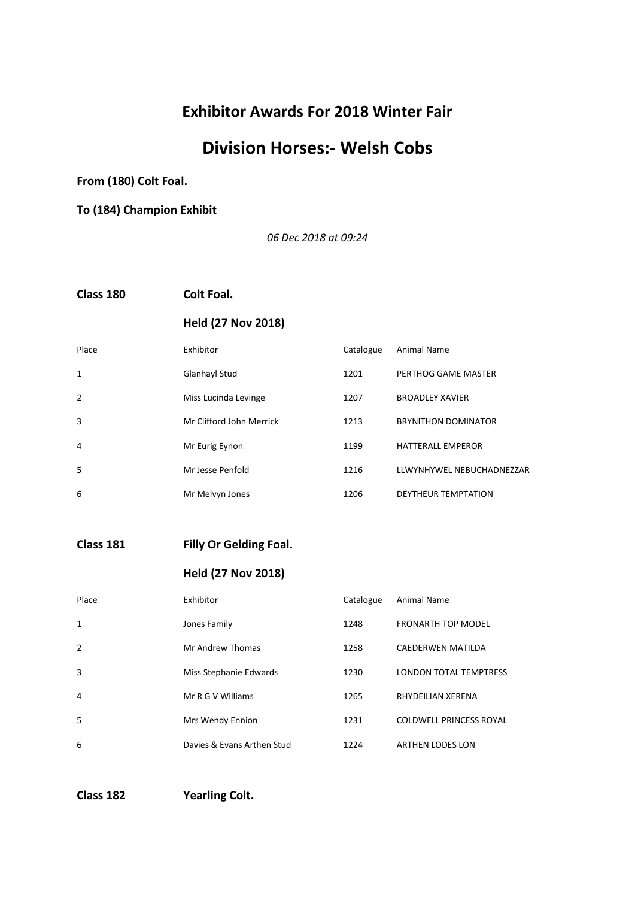## Exhibitor Awards For 2018 Winter Fair

# Division Horses:- Welsh Cobs

**From (180) Colt Foal.**

**To (184) Champion Exhibit**

*06 Dec 2018 at 09:24*

### Class 180 Colt Foal.

**Held (27 Nov 2018)**

| Place | Exhibitor | Catalogue | Animal Name |
|---|---|---|---|
| 1 | Glanhayl Stud | 1201 | PERTHOG GAME MASTER |
| 2 | Miss Lucinda Levinge | 1207 | BROADLEY XAVIER |
| 3 | Mr Clifford John Merrick | 1213 | BRYNITHON DOMINATOR |
| 4 | Mr Eurig Eynon | 1199 | HATTERALL EMPEROR |
| 5 | Mr Jesse Penfold | 1216 | LLWYNHYWEL NEBUCHADNEZZAR |
| 6 | Mr Melvyn Jones | 1206 | DEYTHEUR TEMPTATION |

### Class 181 Filly Or Gelding Foal.

**Held (27 Nov 2018)**

| Place | Exhibitor | Catalogue | Animal Name |
|---|---|---|---|
| 1 | Jones Family | 1248 | FRONARTH TOP MODEL |
| 2 | Mr Andrew Thomas | 1258 | CAEDERWEN MATILDA |
| 3 | Miss Stephanie Edwards | 1230 | LONDON TOTAL TEMPTRESS |
| 4 | Mr R G V Williams | 1265 | RHYDEILIAN XERENA |
| 5 | Mrs Wendy Ennion | 1231 | COLDWELL PRINCESS ROYAL |
| 6 | Davies & Evans Arthen Stud | 1224 | ARTHEN LODES LON |

### Class 182 Yearling Colt.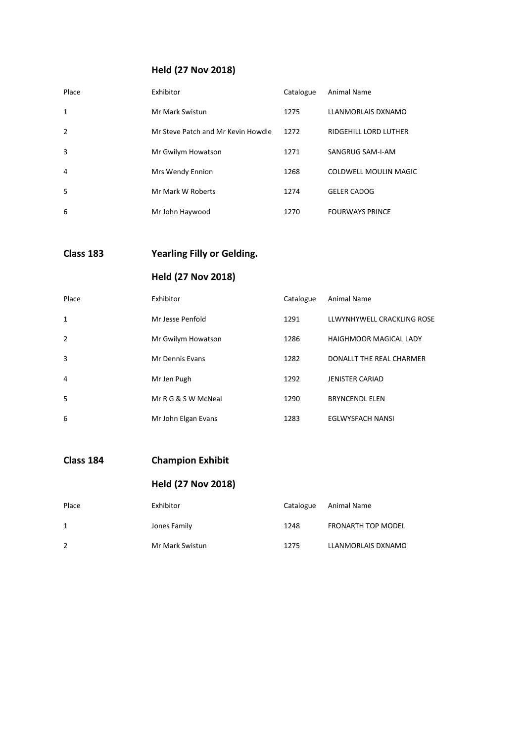**Held (27 Nov 2018)**

| Place | Exhibitor | Catalogue | Animal Name |
|---|---|---|---|
| 1 | Mr Mark Swistun | 1275 | LLANMORLAIS DXNAMO |
| 2 | Mr Steve Patch and Mr Kevin Howdle | 1272 | RIDGEHILL LORD LUTHER |
| 3 | Mr Gwilym Howatson | 1271 | SANGRUG SAM-I-AM |
| 4 | Mrs Wendy Ennion | 1268 | COLDWELL MOULIN MAGIC |
| 5 | Mr Mark W Roberts | 1274 | GELER CADOG |
| 6 | Mr John Haywood | 1270 | FOURWAYS PRINCE |

## Class 183 Yearling Filly or Gelding.

**Held (27 Nov 2018)**

| Place | Exhibitor | Catalogue | Animal Name |
|---|---|---|---|
| 1 | Mr Jesse Penfold | 1291 | LLWYNHYWELL CRACKLING ROSE |
| 2 | Mr Gwilym Howatson | 1286 | HAIGHMOOR MAGICAL LADY |
| 3 | Mr Dennis Evans | 1282 | DONALLT THE REAL CHARMER |
| 4 | Mr Jen Pugh | 1292 | JENISTER CARIAD |
| 5 | Mr R G & S W McNeal | 1290 | BRYNCENDL ELEN |
| 6 | Mr John Elgan Evans | 1283 | EGLWYSFACH NANSI |

## Class 184 Champion Exhibit

**Held (27 Nov 2018)**

| Place | Exhibitor | Catalogue | Animal Name |
|---|---|---|---|
| 1 | Jones Family | 1248 | FRONARTH TOP MODEL |
| 2 | Mr Mark Swistun | 1275 | LLANMORLAIS DXNAMO |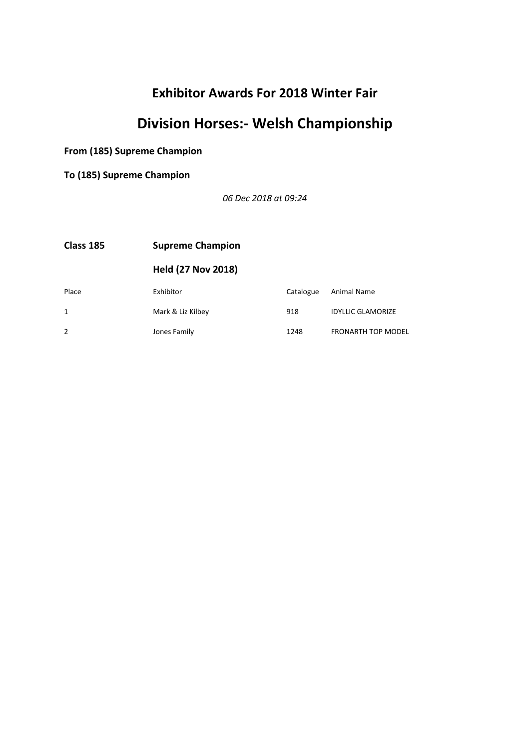## Exhibitor Awards For 2018 Winter Fair

# Division Horses:- Welsh Championship

**From (185) Supreme Champion**

**To (185) Supreme Champion**

*06 Dec 2018 at 09:24*

**Class 185** **Supreme Champion**

**Held (27 Nov 2018)**

| Place | Exhibitor | Catalogue | Animal Name |
|---|---|---|---|
| 1 | Mark & Liz Kilbey | 918 | IDYLLIC GLAMORIZE |
| 2 | Jones Family | 1248 | FRONARTH TOP MODEL |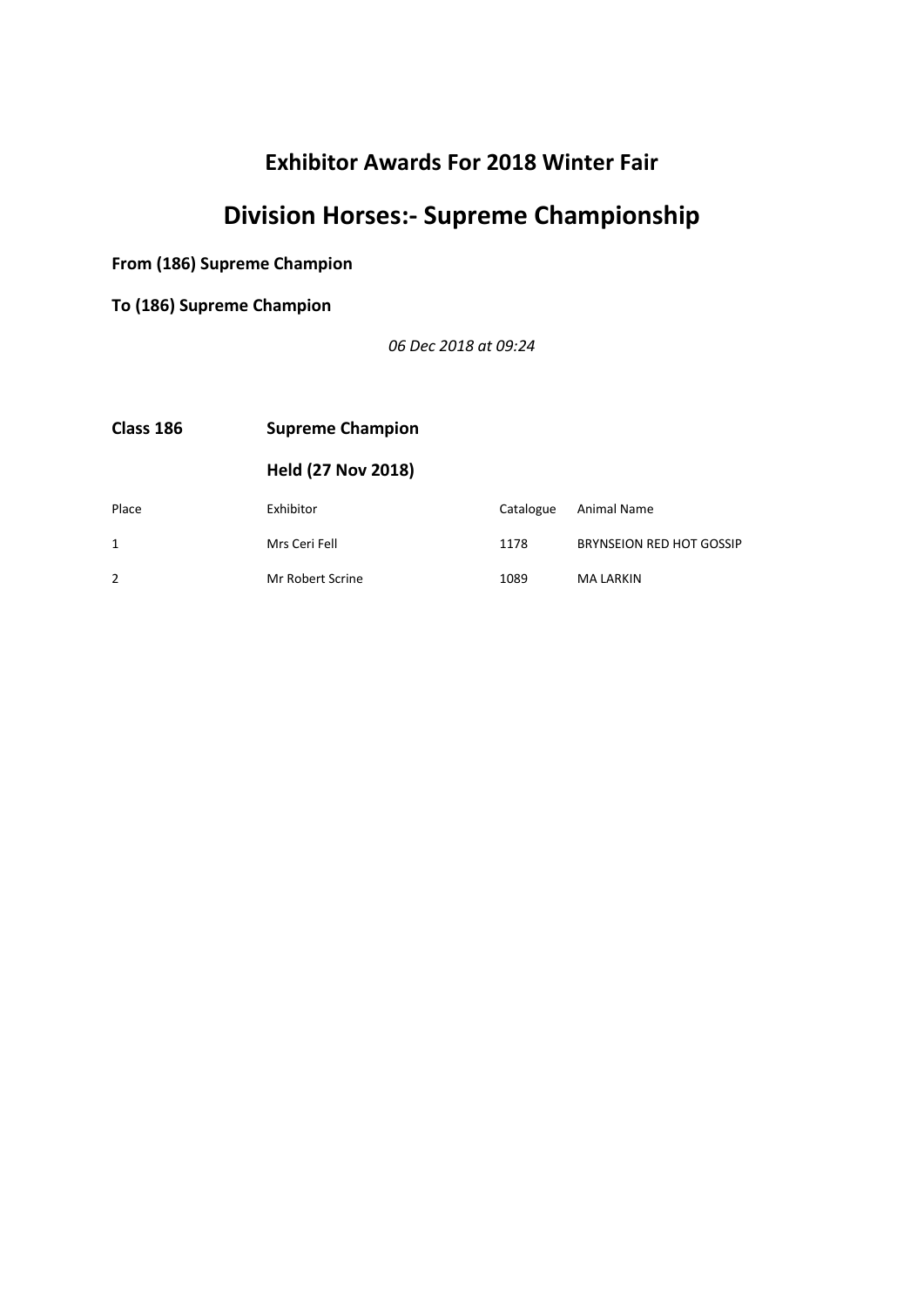## Exhibitor Awards For 2018 Winter Fair

# Division Horses:- Supreme Championship

**From (186) Supreme Champion**

**To (186) Supreme Champion**

*06 Dec 2018 at 09:24*

**Class 186** **Supreme Champion**

**Held (27 Nov 2018)**

| Place | Exhibitor | Catalogue | Animal Name |
|---|---|---|---|
| 1 | Mrs Ceri Fell | 1178 | BRYNSEION RED HOT GOSSIP |
| 2 | Mr Robert Scrine | 1089 | MA LARKIN |